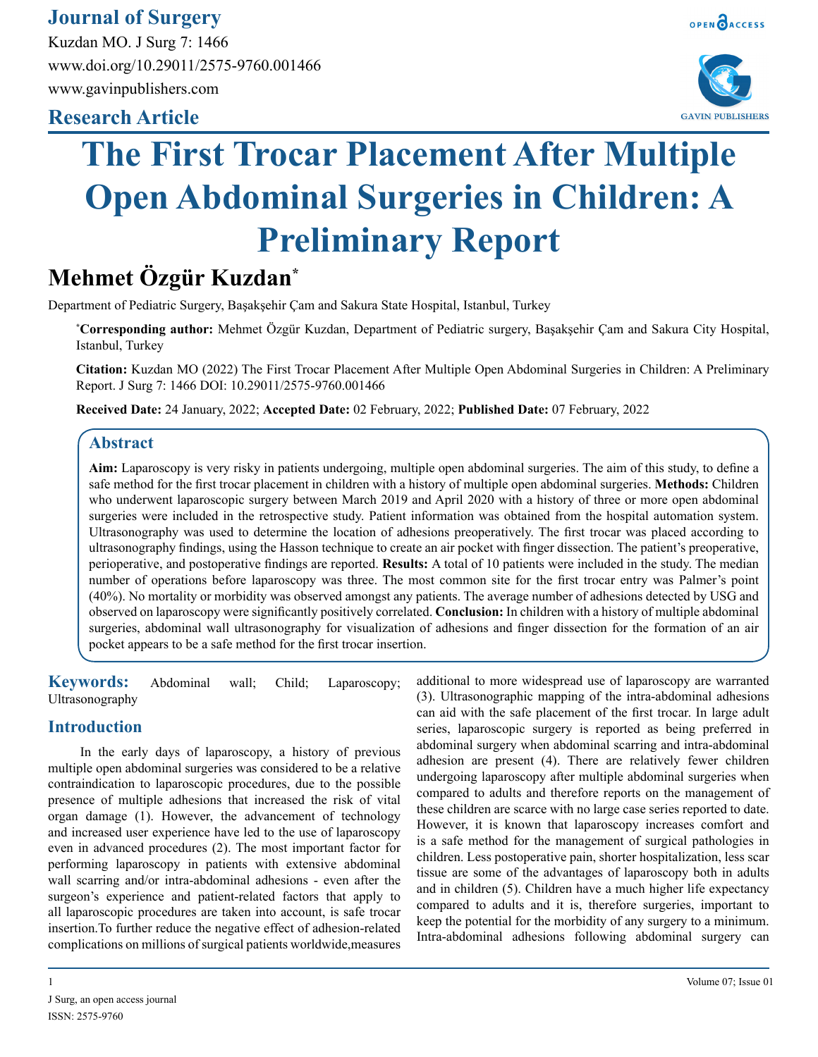**Journal of Surgery**

Kuzdan MO. J Surg 7: 1466
www.doi.org/10.29011/2575-9760.001466
www.gavinpublishers.com

**Research Article**

# The First Trocar Placement After Multiple Open Abdominal Surgeries in Children: A Preliminary Report

## Mehmet Özgür Kuzdan*

Department of Pediatric Surgery, Başakşehir Çam and Sakura State Hospital, Istanbul, Turkey

***Corresponding author:** Mehmet Özgür Kuzdan, Department of Pediatric surgery, Başakşehir Çam and Sakura City Hospital, Istanbul, Turkey

**Citation:** Kuzdan MO (2022) The First Trocar Placement After Multiple Open Abdominal Surgeries in Children: A Preliminary Report. J Surg 7: 1466 DOI: 10.29011/2575-9760.001466

**Received Date:** 24 January, 2022; **Accepted Date:** 02 February, 2022; **Published Date:** 07 February, 2022

## Abstract

**Aim:** Laparoscopy is very risky in patients undergoing, multiple open abdominal surgeries. The aim of this study, to define a safe method for the first trocar placement in children with a history of multiple open abdominal surgeries. **Methods:** Children who underwent laparoscopic surgery between March 2019 and April 2020 with a history of three or more open abdominal surgeries were included in the retrospective study. Patient information was obtained from the hospital automation system. Ultrasonography was used to determine the location of adhesions preoperatively. The first trocar was placed according to ultrasonography findings, using the Hasson technique to create an air pocket with finger dissection. The patient's preoperative, perioperative, and postoperative findings are reported. **Results:** A total of 10 patients were included in the study. The median number of operations before laparoscopy was three. The most common site for the first trocar entry was Palmer's point (40%). No mortality or morbidity was observed amongst any patients. The average number of adhesions detected by USG and observed on laparoscopy were significantly positively correlated. **Conclusion:** In children with a history of multiple abdominal surgeries, abdominal wall ultrasonography for visualization of adhesions and finger dissection for the formation of an air pocket appears to be a safe method for the first trocar insertion.

**Keywords:** Abdominal wall; Child; Laparoscopy; Ultrasonography

## Introduction

In the early days of laparoscopy, a history of previous multiple open abdominal surgeries was considered to be a relative contraindication to laparoscopic procedures, due to the possible presence of multiple adhesions that increased the risk of vital organ damage (1). However, the advancement of technology and increased user experience have led to the use of laparoscopy even in advanced procedures (2). The most important factor for performing laparoscopy in patients with extensive abdominal wall scarring and/or intra-abdominal adhesions - even after the surgeon's experience and patient-related factors that apply to all laparoscopic procedures are taken into account, is safe trocar insertion.To further reduce the negative effect of adhesion-related complications on millions of surgical patients worldwide,measures additional to more widespread use of laparoscopy are warranted (3). Ultrasonographic mapping of the intra-abdominal adhesions can aid with the safe placement of the first trocar. In large adult series, laparoscopic surgery is reported as being preferred in abdominal surgery when abdominal scarring and intra-abdominal adhesion are present (4). There are relatively fewer children undergoing laparoscopy after multiple abdominal surgeries when compared to adults and therefore reports on the management of these children are scarce with no large case series reported to date. However, it is known that laparoscopy increases comfort and is a safe method for the management of surgical pathologies in children. Less postoperative pain, shorter hospitalization, less scar tissue are some of the advantages of laparoscopy both in adults and in children (5). Children have a much higher life expectancy compared to adults and it is, therefore surgeries, important to keep the potential for the morbidity of any surgery to a minimum. Intra-abdominal adhesions following abdominal surgery can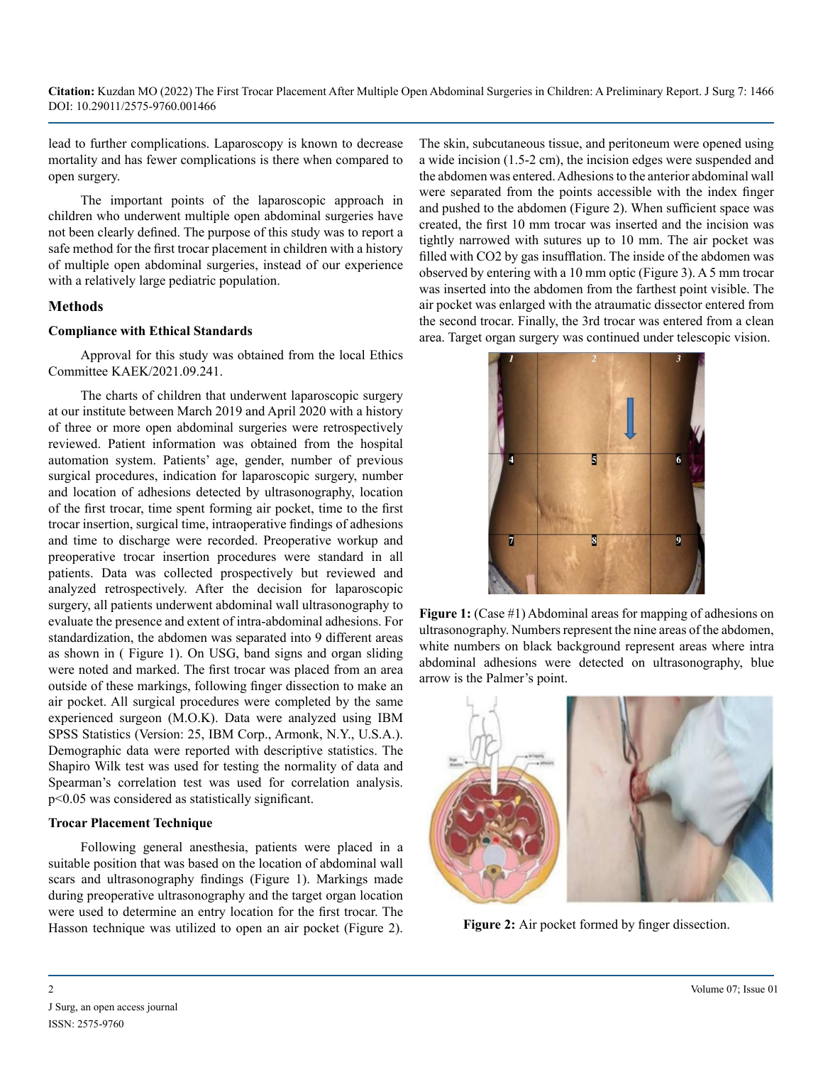lead to further complications. Laparoscopy is known to decrease mortality and has fewer complications is there when compared to open surgery.

The important points of the laparoscopic approach in children who underwent multiple open abdominal surgeries have not been clearly defined. The purpose of this study was to report a safe method for the first trocar placement in children with a history of multiple open abdominal surgeries, instead of our experience with a relatively large pediatric population.

## Methods

### Compliance with Ethical Standards

Approval for this study was obtained from the local Ethics Committee KAEK/2021.09.241.

The charts of children that underwent laparoscopic surgery at our institute between March 2019 and April 2020 with a history of three or more open abdominal surgeries were retrospectively reviewed. Patient information was obtained from the hospital automation system. Patients' age, gender, number of previous surgical procedures, indication for laparoscopic surgery, number and location of adhesions detected by ultrasonography, location of the first trocar, time spent forming air pocket, time to the first trocar insertion, surgical time, intraoperative findings of adhesions and time to discharge were recorded. Preoperative workup and preoperative trocar insertion procedures were standard in all patients. Data was collected prospectively but reviewed and analyzed retrospectively. After the decision for laparoscopic surgery, all patients underwent abdominal wall ultrasonography to evaluate the presence and extent of intra-abdominal adhesions. For standardization, the abdomen was separated into 9 different areas as shown in ( Figure 1). On USG, band signs and organ sliding were noted and marked. The first trocar was placed from an area outside of these markings, following finger dissection to make an air pocket. All surgical procedures were completed by the same experienced surgeon (M.O.K). Data were analyzed using IBM SPSS Statistics (Version: 25, IBM Corp., Armonk, N.Y., U.S.A.). Demographic data were reported with descriptive statistics. The Shapiro Wilk test was used for testing the normality of data and Spearman's correlation test was used for correlation analysis. $p<0.05$ was considered as statistically significant.

### Trocar Placement Technique

Following general anesthesia, patients were placed in a suitable position that was based on the location of abdominal wall scars and ultrasonography findings (Figure 1). Markings made during preoperative ultrasonography and the target organ location were used to determine an entry location for the first trocar. The Hasson technique was utilized to open an air pocket (Figure 2). The skin, subcutaneous tissue, and peritoneum were opened using a wide incision (1.5-2 cm), the incision edges were suspended and the abdomen was entered. Adhesions to the anterior abdominal wall were separated from the points accessible with the index finger and pushed to the abdomen (Figure 2). When sufficient space was created, the first 10 mm trocar was inserted and the incision was tightly narrowed with sutures up to 10 mm. The air pocket was filled with $CO_2$ by gas insufflation. The inside of the abdomen was observed by entering with a 10 mm optic (Figure 3). A 5 mm trocar was inserted into the abdomen from the farthest point visible. The air pocket was enlarged with the atraumatic dissector entered from the second trocar. Finally, the 3rd trocar was entered from a clean area. Target organ surgery was continued under telescopic vision.

**Figure 1:** (Case #1) Abdominal areas for mapping of adhesions on ultrasonography. Numbers represent the nine areas of the abdomen, white numbers on black background represent areas where intra abdominal adhesions were detected on ultrasonography, blue arrow is the Palmer's point.

**Figure 2:** Air pocket formed by finger dissection.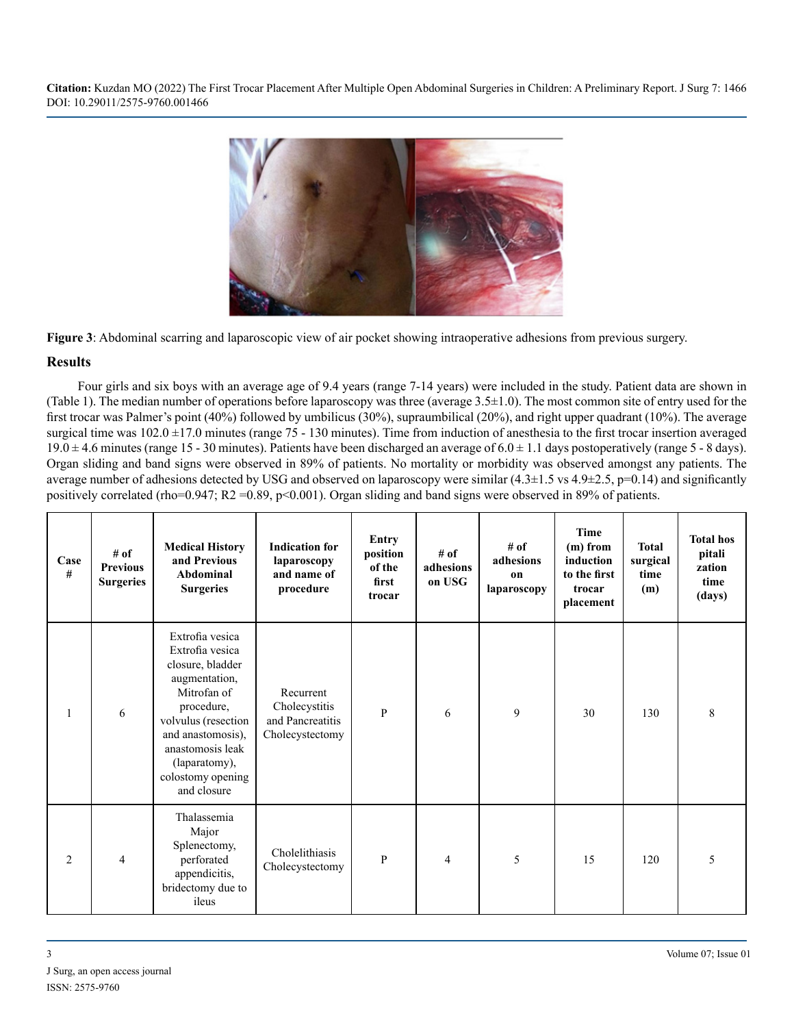**Figure 3**: Abdominal scarring and laparoscopic view of air pocket showing intraoperative adhesions from previous surgery.

## Results

Four girls and six boys with an average age of 9.4 years (range 7-14 years) were included in the study. Patient data are shown in (Table 1). The median number of operations before laparoscopy was three (average 3.5±1.0). The most common site of entry used for the first trocar was Palmer's point (40%) followed by umbilicus (30%), supraumbilical (20%), and right upper quadrant (10%). The average surgical time was 102.0 ±17.0 minutes (range 75 - 130 minutes). Time from induction of anesthesia to the first trocar insertion averaged 19.0 ± 4.6 minutes (range 15 - 30 minutes). Patients have been discharged an average of 6.0 ± 1.1 days postoperatively (range 5 - 8 days). Organ sliding and band signs were observed in 89% of patients. No mortality or morbidity was observed amongst any patients. The average number of adhesions detected by USG and observed on laparoscopy were similar (4.3±1.5 vs 4.9±2.5, p=0.14) and significantly positively correlated (rho=0.947; $R^2$ =0.89, p<0.001). Organ sliding and band signs were observed in 89% of patients.

| Case # | # of Previous Surgeries | Medical History and Previous Abdominal Surgeries | Indication for laparoscopy and name of procedure | Entry position of the first trocar | # of adhesions on USG | # of adhesions on laparoscopy | Time (m) from induction to the first trocar placement | Total surgical time (m) | Total hospitalization time (days) |
|---|---|---|---|---|---|---|---|---|---|
| 1 | 6 | Extrofia vesica Extrofia vesica closure, bladder augmentation, Mitrofan of procedure, volvulus (resection and anastomosis), anastomosis leak (laparatomy), colostomy opening and closure | Recurrent Cholecystitis and Pancreatitis Cholecystectomy | P | 6 | 9 | 30 | 130 | 8 |
| 2 | 4 | Thalassemia Major Splenectomy, perforated appendicitis, bridectomy due to ileus | Cholelithiasis Cholecystectomy | P | 4 | 5 | 15 | 120 | 5 |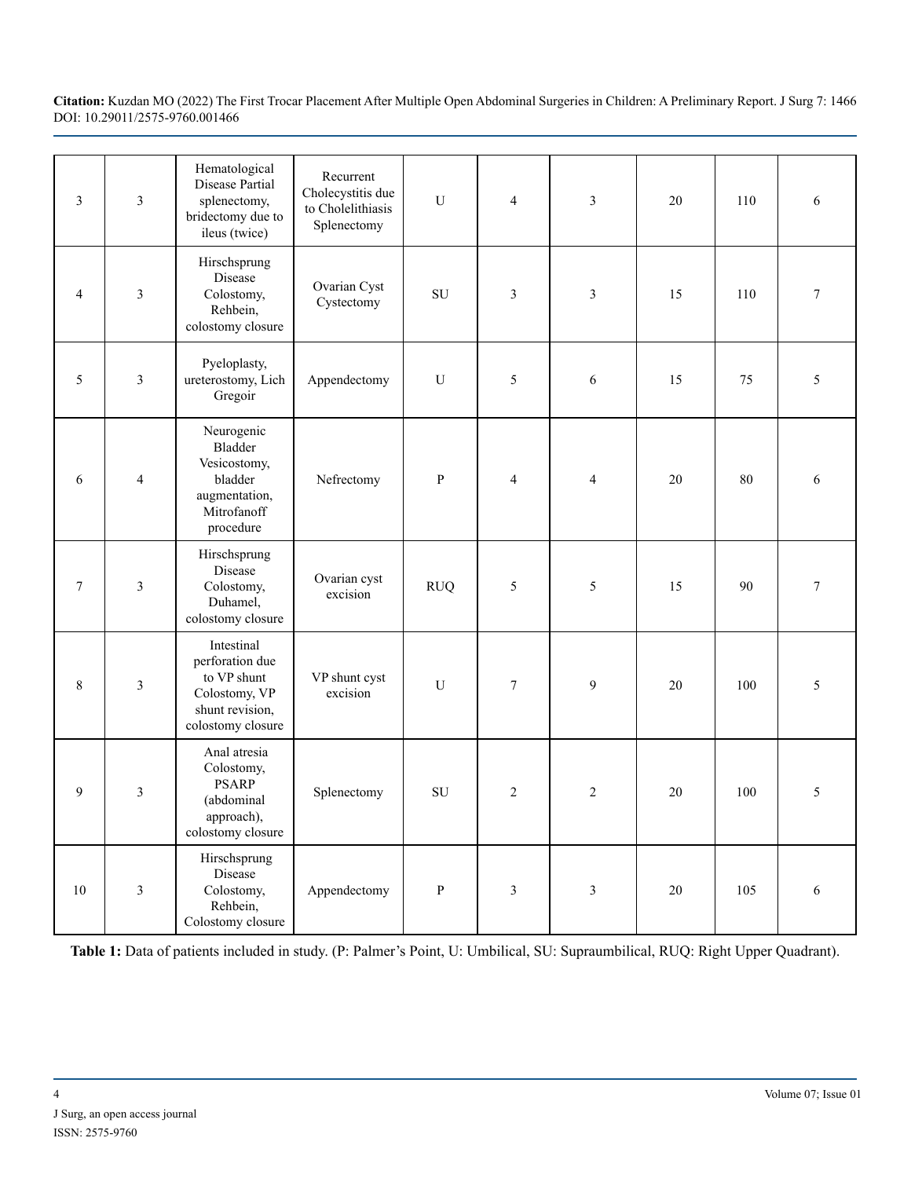| 3 | 3 | Hematological Disease Partial splenectomy, bridectomy due to ileus (twice) | Recurrent Cholecystitis due to Cholelithiasis Splenectomy | U | 4 | 3 | 20 | 110 | 6 |
|---|---|---|---|---|---|---|---|---|---|
| 4 | 3 | Hirschsprung Disease Colostomy, Rehbein, colostomy closure | Ovarian Cyst Cystectomy | SU | 3 | 3 | 15 | 110 | 7 |
| 5 | 3 | Pyeloplasty, ureterostomy, Lich Gregoir | Appendectomy | U | 5 | 6 | 15 | 75 | 5 |
| 6 | 4 | Neurogenic Bladder Vesicostomy, bladder augmentation, Mitrofanoff procedure | Nefrectomy | P | 4 | 4 | 20 | 80 | 6 |
| 7 | 3 | Hirschsprung Disease Colostomy, Duhamel, colostomy closure | Ovarian cyst excision | RUQ | 5 | 5 | 15 | 90 | 7 |
| 8 | 3 | Intestinal perforation due to VP shunt Colostomy, VP shunt revision, colostomy closure | VP shunt cyst excision | U | 7 | 9 | 20 | 100 | 5 |
| 9 | 3 | Anal atresia Colostomy, PSARP (abdominal approach), colostomy closure | Splenectomy | SU | 2 | 2 | 20 | 100 | 5 |
| 10 | 3 | Hirschsprung Disease Colostomy, Rehbein, Colostomy closure | Appendectomy | P | 3 | 3 | 20 | 105 | 6 |

**Table 1:** Data of patients included in study. (P: Palmer's Point, U: Umbilical, SU: Supraumbilical, RUQ: Right Upper Quadrant).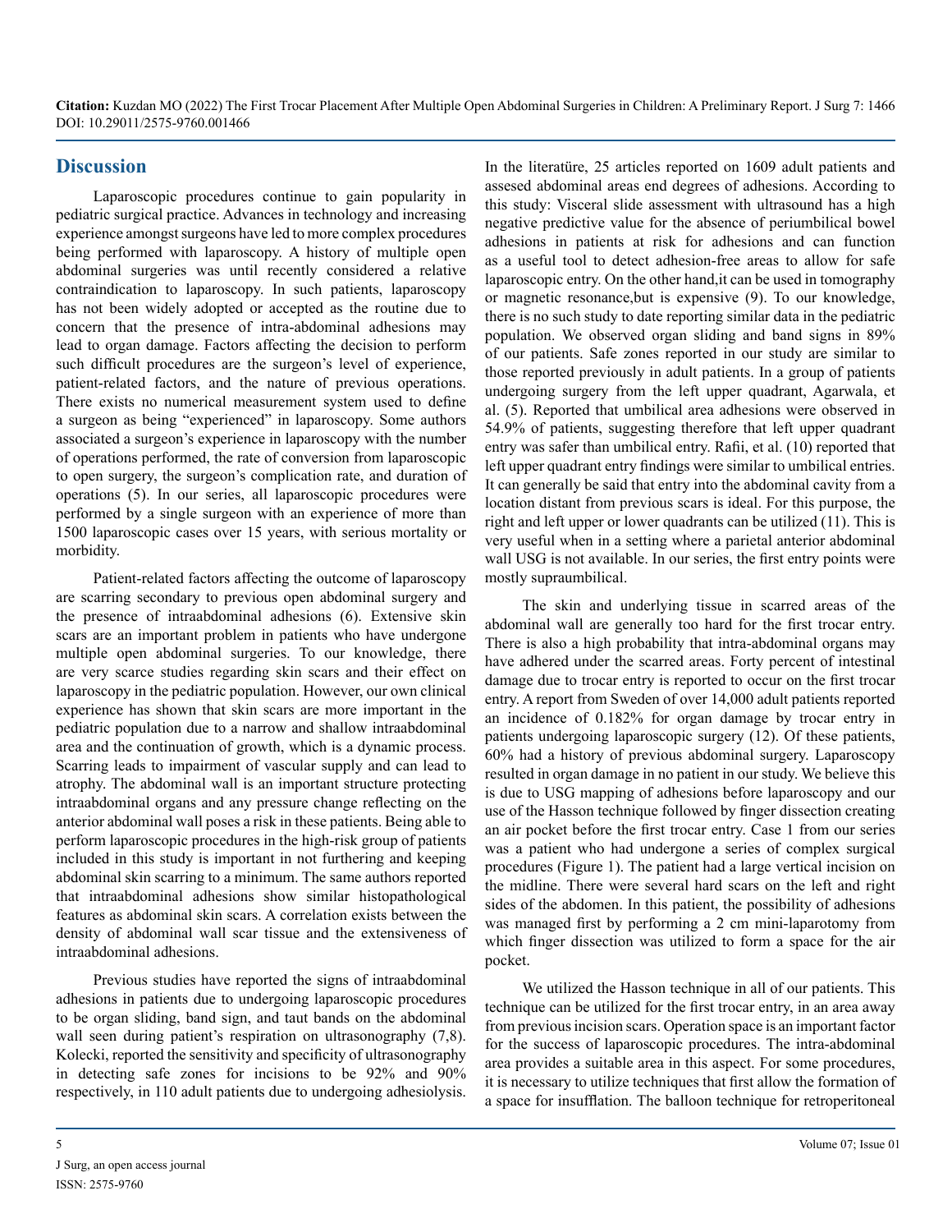## Discussion

Laparoscopic procedures continue to gain popularity in pediatric surgical practice. Advances in technology and increasing experience amongst surgeons have led to more complex procedures being performed with laparoscopy. A history of multiple open abdominal surgeries was until recently considered a relative contraindication to laparoscopy. In such patients, laparoscopy has not been widely adopted or accepted as the routine due to concern that the presence of intra-abdominal adhesions may lead to organ damage. Factors affecting the decision to perform such difficult procedures are the surgeon's level of experience, patient-related factors, and the nature of previous operations. There exists no numerical measurement system used to define a surgeon as being "experienced" in laparoscopy. Some authors associated a surgeon's experience in laparoscopy with the number of operations performed, the rate of conversion from laparoscopic to open surgery, the surgeon's complication rate, and duration of operations (5). In our series, all laparoscopic procedures were performed by a single surgeon with an experience of more than 1500 laparoscopic cases over 15 years, with serious mortality or morbidity.

Patient-related factors affecting the outcome of laparoscopy are scarring secondary to previous open abdominal surgery and the presence of intraabdominal adhesions (6). Extensive skin scars are an important problem in patients who have undergone multiple open abdominal surgeries. To our knowledge, there are very scarce studies regarding skin scars and their effect on laparoscopy in the pediatric population. However, our own clinical experience has shown that skin scars are more important in the pediatric population due to a narrow and shallow intraabdominal area and the continuation of growth, which is a dynamic process. Scarring leads to impairment of vascular supply and can lead to atrophy. The abdominal wall is an important structure protecting intraabdominal organs and any pressure change reflecting on the anterior abdominal wall poses a risk in these patients. Being able to perform laparoscopic procedures in the high-risk group of patients included in this study is important in not furthering and keeping abdominal skin scarring to a minimum. The same authors reported that intraabdominal adhesions show similar histopathological features as abdominal skin scars. A correlation exists between the density of abdominal wall scar tissue and the extensiveness of intraabdominal adhesions.

Previous studies have reported the signs of intraabdominal adhesions in patients due to undergoing laparoscopic procedures to be organ sliding, band sign, and taut bands on the abdominal wall seen during patient's respiration on ultrasonography (7,8). Kolecki, reported the sensitivity and specificity of ultrasonography in detecting safe zones for incisions to be 92% and 90% respectively, in 110 adult patients due to undergoing adhesiolysis. In the literatüre, 25 articles reported on 1609 adult patients and assesed abdominal areas end degrees of adhesions. According to this study: Visceral slide assessment with ultrasound has a high negative predictive value for the absence of periumbilical bowel adhesions in patients at risk for adhesions and can function as a useful tool to detect adhesion-free areas to allow for safe laparoscopic entry. On the other hand,it can be used in tomography or magnetic resonance,but is expensive (9). To our knowledge, there is no such study to date reporting similar data in the pediatric population. We observed organ sliding and band signs in 89% of our patients. Safe zones reported in our study are similar to those reported previously in adult patients. In a group of patients undergoing surgery from the left upper quadrant, Agarwala, et al. (5). Reported that umbilical area adhesions were observed in 54.9% of patients, suggesting therefore that left upper quadrant entry was safer than umbilical entry. Rafii, et al. (10) reported that left upper quadrant entry findings were similar to umbilical entries. It can generally be said that entry into the abdominal cavity from a location distant from previous scars is ideal. For this purpose, the right and left upper or lower quadrants can be utilized (11). This is very useful when in a setting where a parietal anterior abdominal wall USG is not available. In our series, the first entry points were mostly supraumbilical.

The skin and underlying tissue in scarred areas of the abdominal wall are generally too hard for the first trocar entry. There is also a high probability that intra-abdominal organs may have adhered under the scarred areas. Forty percent of intestinal damage due to trocar entry is reported to occur on the first trocar entry. A report from Sweden of over 14,000 adult patients reported an incidence of 0.182% for organ damage by trocar entry in patients undergoing laparoscopic surgery (12). Of these patients, 60% had a history of previous abdominal surgery. Laparoscopy resulted in organ damage in no patient in our study. We believe this is due to USG mapping of adhesions before laparoscopy and our use of the Hasson technique followed by finger dissection creating an air pocket before the first trocar entry. Case 1 from our series was a patient who had undergone a series of complex surgical procedures (Figure 1). The patient had a large vertical incision on the midline. There were several hard scars on the left and right sides of the abdomen. In this patient, the possibility of adhesions was managed first by performing a 2 cm mini-laparotomy from which finger dissection was utilized to form a space for the air pocket.

We utilized the Hasson technique in all of our patients. This technique can be utilized for the first trocar entry, in an area away from previous incision scars. Operation space is an important factor for the success of laparoscopic procedures. The intra-abdominal area provides a suitable area in this aspect. For some procedures, it is necessary to utilize techniques that first allow the formation of a space for insufflation. The balloon technique for retroperitoneal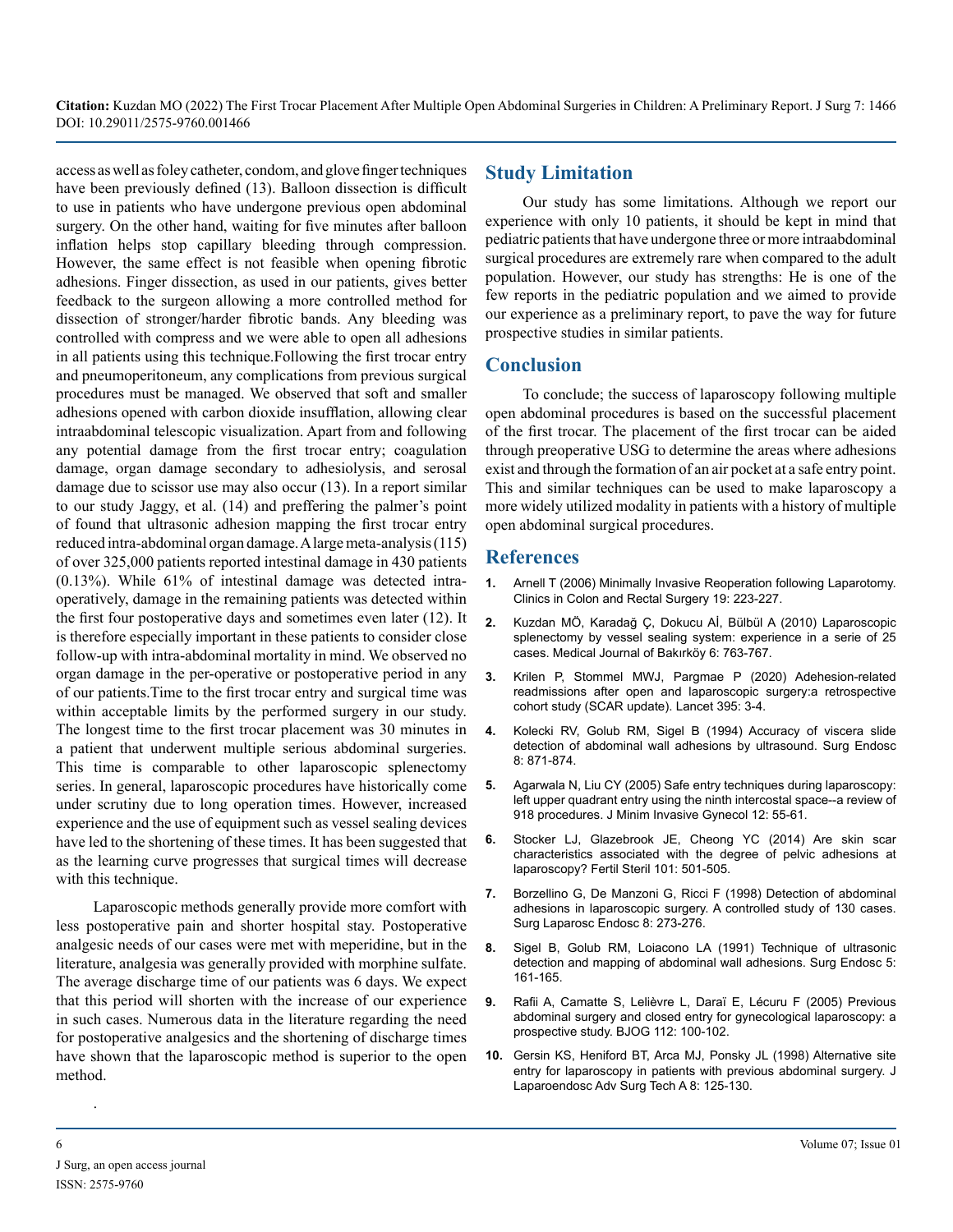access as well as foley catheter, condom, and glove finger techniques have been previously defined (13). Balloon dissection is difficult to use in patients who have undergone previous open abdominal surgery. On the other hand, waiting for five minutes after balloon inflation helps stop capillary bleeding through compression. However, the same effect is not feasible when opening fibrotic adhesions. Finger dissection, as used in our patients, gives better feedback to the surgeon allowing a more controlled method for dissection of stronger/harder fibrotic bands. Any bleeding was controlled with compress and we were able to open all adhesions in all patients using this technique.Following the first trocar entry and pneumoperitoneum, any complications from previous surgical procedures must be managed. We observed that soft and smaller adhesions opened with carbon dioxide insufflation, allowing clear intraabdominal telescopic visualization. Apart from and following any potential damage from the first trocar entry; coagulation damage, organ damage secondary to adhesiolysis, and serosal damage due to scissor use may also occur (13). In a report similar to our study Jaggy, et al. (14) and preffering the palmer's point of found that ultrasonic adhesion mapping the first trocar entry reduced intra-abdominal organ damage. A large meta-analysis (115) of over 325,000 patients reported intestinal damage in 430 patients (0.13%). While 61% of intestinal damage was detected intra-operatively, damage in the remaining patients was detected within the first four postoperative days and sometimes even later (12). It is therefore especially important in these patients to consider close follow-up with intra-abdominal mortality in mind. We observed no organ damage in the per-operative or postoperative period in any of our patients.Time to the first trocar entry and surgical time was within acceptable limits by the performed surgery in our study. The longest time to the first trocar placement was 30 minutes in a patient that underwent multiple serious abdominal surgeries. This time is comparable to other laparoscopic splenectomy series. In general, laparoscopic procedures have historically come under scrutiny due to long operation times. However, increased experience and the use of equipment such as vessel sealing devices have led to the shortening of these times. It has been suggested that as the learning curve progresses that surgical times will decrease with this technique.

Laparoscopic methods generally provide more comfort with less postoperative pain and shorter hospital stay. Postoperative analgesic needs of our cases were met with meperidine, but in the literature, analgesia was generally provided with morphine sulfate. The average discharge time of our patients was 6 days. We expect that this period will shorten with the increase of our experience in such cases. Numerous data in the literature regarding the need for postoperative analgesics and the shortening of discharge times have shown that the laparoscopic method is superior to the open method.

.

## Study Limitation

Our study has some limitations. Although we report our experience with only 10 patients, it should be kept in mind that pediatric patients that have undergone three or more intraabdominal surgical procedures are extremely rare when compared to the adult population. However, our study has strengths: He is one of the few reports in the pediatric population and we aimed to provide our experience as a preliminary report, to pave the way for future prospective studies in similar patients.

## Conclusion

To conclude; the success of laparoscopy following multiple open abdominal procedures is based on the successful placement of the first trocar. The placement of the first trocar can be aided through preoperative USG to determine the areas where adhesions exist and through the formation of an air pocket at a safe entry point. This and similar techniques can be used to make laparoscopy a more widely utilized modality in patients with a history of multiple open abdominal surgical procedures.

## References

1. Arnell T (2006) Minimally Invasive Reoperation following Laparotomy. Clinics in Colon and Rectal Surgery 19: 223-227.
2. Kuzdan MÖ, Karadağ Ç, Dokucu Aİ, Bülbül A (2010) Laparoscopic splenectomy by vessel sealing system: experience in a serie of 25 cases. Medical Journal of Bakırköy 6: 763-767.
3. Krilen P, Stommel MWJ, Pargmae P (2020) Adehesion-related readmissions after open and laparoscopic surgery:a retrospective cohort study (SCAR update). Lancet 395: 3-4.
4. Kolecki RV, Golub RM, Sigel B (1994) Accuracy of viscera slide detection of abdominal wall adhesions by ultrasound. Surg Endosc 8: 871-874.
5. Agarwala N, Liu CY (2005) Safe entry techniques during laparoscopy: left upper quadrant entry using the ninth intercostal space--a review of 918 procedures. J Minim Invasive Gynecol 12: 55-61.
6. Stocker LJ, Glazebrook JE, Cheong YC (2014) Are skin scar characteristics associated with the degree of pelvic adhesions at laparoscopy? Fertil Steril 101: 501-505.
7. Borzellino G, De Manzoni G, Ricci F (1998) Detection of abdominal adhesions in laparoscopic surgery. A controlled study of 130 cases. Surg Laparosc Endosc 8: 273-276.
8. Sigel B, Golub RM, Loiacono LA (1991) Technique of ultrasonic detection and mapping of abdominal wall adhesions. Surg Endosc 5: 161-165.
9. Rafii A, Camatte S, Lelièvre L, Daraï E, Lécuru F (2005) Previous abdominal surgery and closed entry for gynecological laparoscopy: a prospective study. BJOG 112: 100-102.
10. Gersin KS, Heniford BT, Arca MJ, Ponsky JL (1998) Alternative site entry for laparoscopy in patients with previous abdominal surgery. J Laparoendosc Adv Surg Tech A 8: 125-130.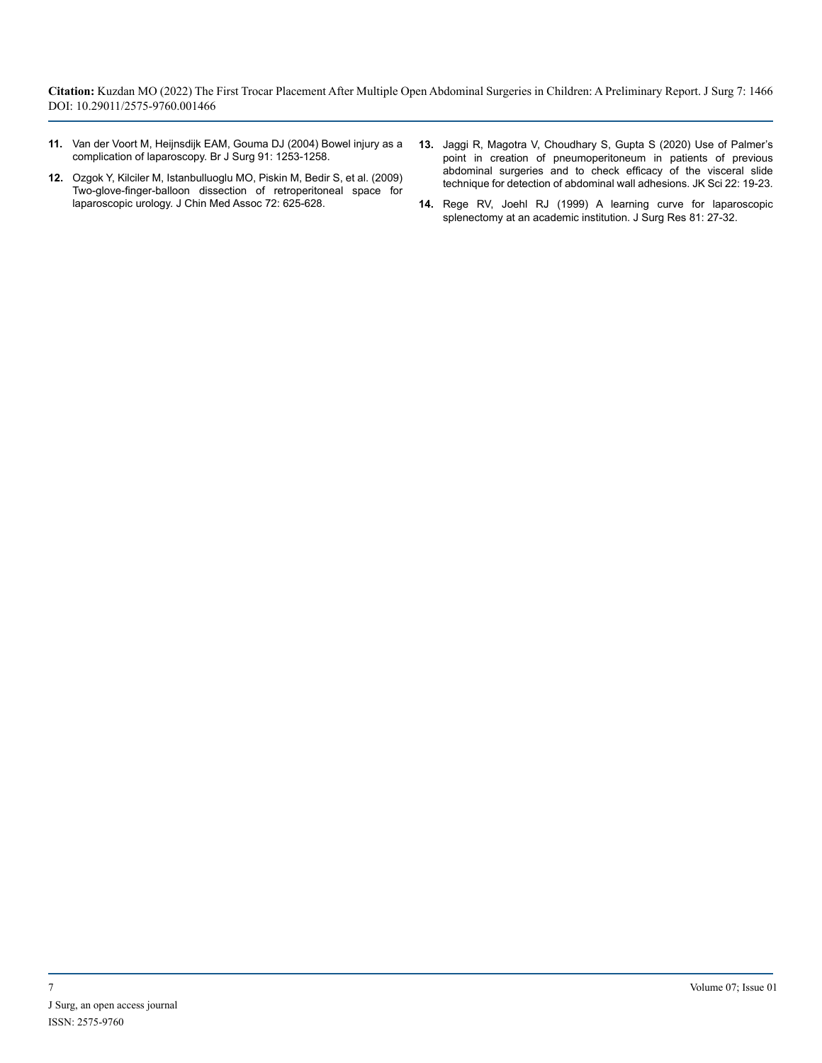11. Van der Voort M, Heijnsdijk EAM, Gouma DJ (2004) Bowel injury as a complication of laparoscopy. Br J Surg 91: 1253-1258.

12. Ozgok Y, Kilciler M, Istanbulluoglu MO, Piskin M, Bedir S, et al. (2009) Two-glove-finger-balloon dissection of retroperitoneal space for laparoscopic urology. J Chin Med Assoc 72: 625-628.

13. Jaggi R, Magotra V, Choudhary S, Gupta S (2020) Use of Palmer's point in creation of pneumoperitoneum in patients of previous abdominal surgeries and to check efficacy of the visceral slide technique for detection of abdominal wall adhesions. JK Sci 22: 19-23.

14. Rege RV, Joehl RJ (1999) A learning curve for laparoscopic splenectomy at an academic institution. J Surg Res 81: 27-32.